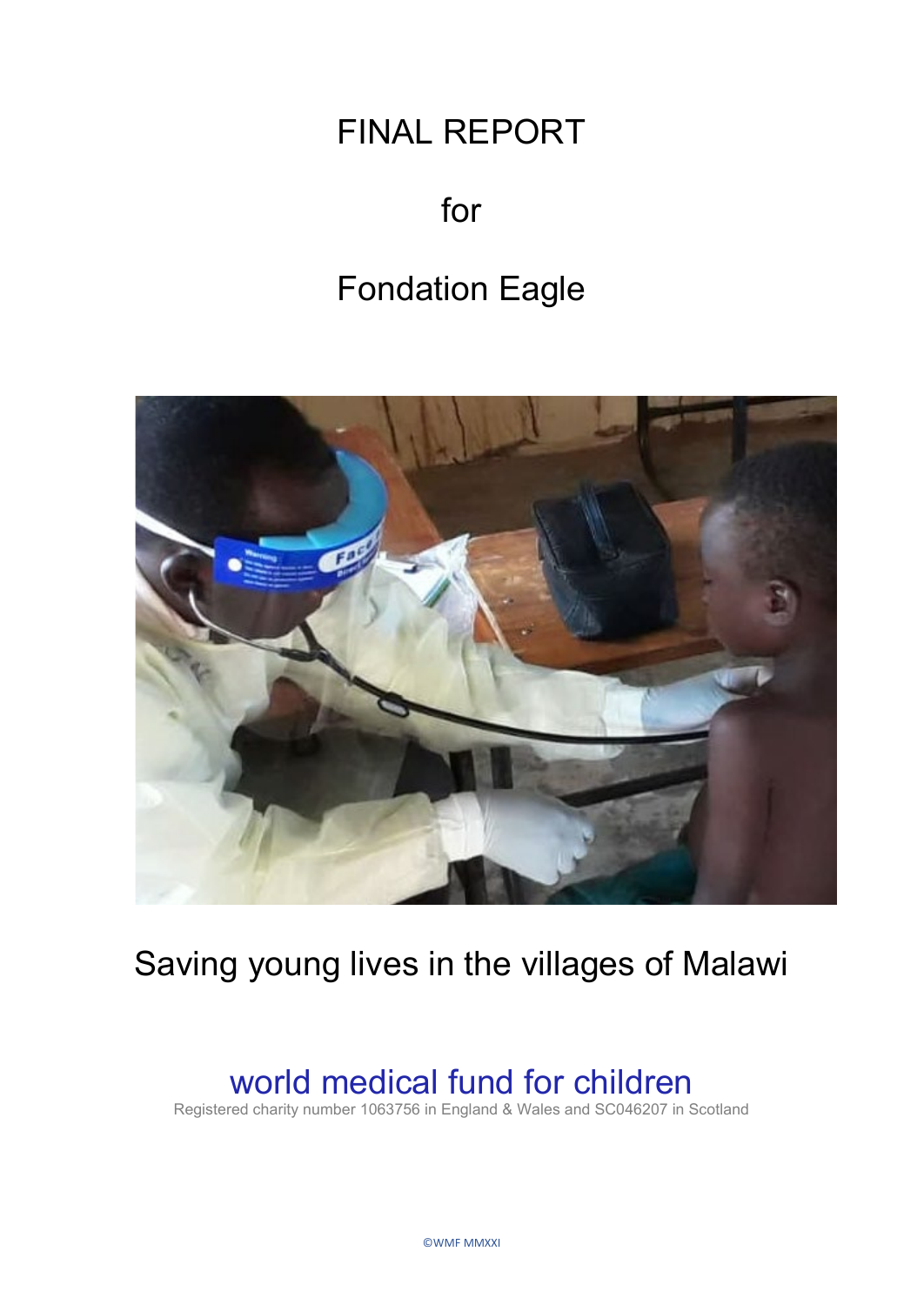# FINAL REPORT

for

# Fondation Eagle

Saving young lives in the villages of Malawi

world medical fund for children

Registered charity number 1063756 in England & Wales and SC046207 in Scotland

©WMF MMXXI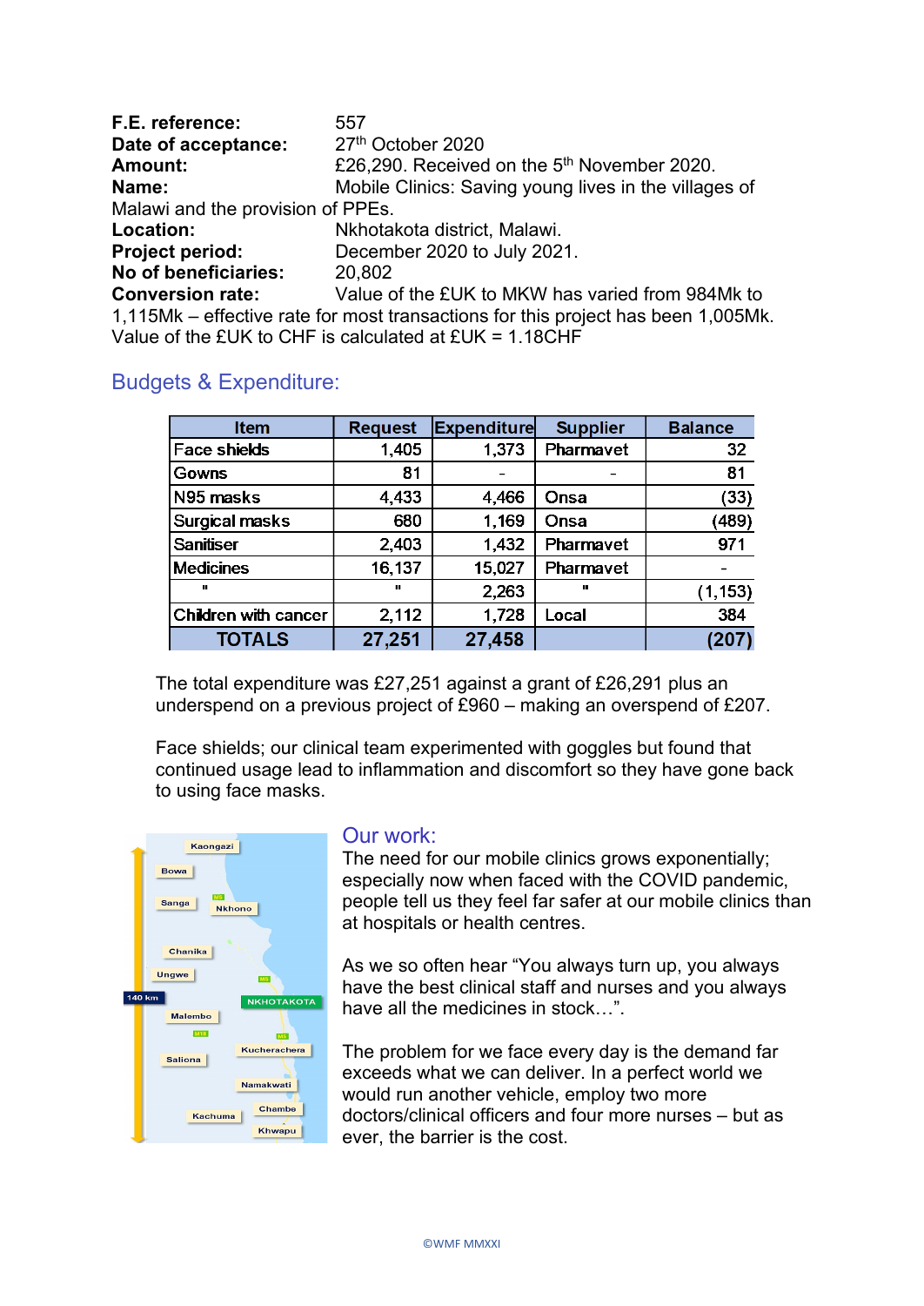**F.E. reference:** 557
**Date of acceptance:** 27th October 2020
**Amount:** £26,290. Received on the 5th November 2020.
**Name:** Mobile Clinics: Saving young lives in the villages of Malawi and the provision of PPEs.
**Location:** Nkhotakota district, Malawi.
**Project period:** December 2020 to July 2021.
**No of beneficiaries:** 20,802
**Conversion rate:** Value of the £UK to MKW has varied from 984Mk to 1,115Mk – effective rate for most transactions for this project has been 1,005Mk. Value of the £UK to CHF is calculated at £UK = 1.18CHF

## Budgets & Expenditure:

| Item | Request | Expenditure | Supplier | Balance |
|---|---|---|---|---|
| Face shields | 1,405 | 1,373 | Pharmavet | 32 |
| Gowns | 81 | - | - | 81 |
| N95 masks | 4,433 | 4,466 | Onsa | (33) |
| Surgical masks | 680 | 1,169 | Onsa | (489) |
| Sanitiser | 2,403 | 1,432 | Pharmavet | 971 |
| Medicines | 16,137 | 15,027 | Pharmavet | - |
| " | " | 2,263 | " | (1,153) |
| Children with cancer | 2,112 | 1,728 | Local | 384 |
| **TOTALS** | **27,251** | **27,458** | | **(207)** |

The total expenditure was £27,251 against a grant of £26,291 plus an underspend on a previous project of £960 – making an overspend of £207.

Face shields; our clinical team experimented with goggles but found that continued usage lead to inflammation and discomfort so they have gone back to using face masks.

## Our work:

The need for our mobile clinics grows exponentially; especially now when faced with the COVID pandemic, people tell us they feel far safer at our mobile clinics than at hospitals or health centres.

As we so often hear "You always turn up, you always have the best clinical staff and nurses and you always have all the medicines in stock…".

The problem for we face every day is the demand far exceeds what we can deliver. In a perfect world we would run another vehicle, employ two more doctors/clinical officers and four more nurses – but as ever, the barrier is the cost.

©WMF MMXXI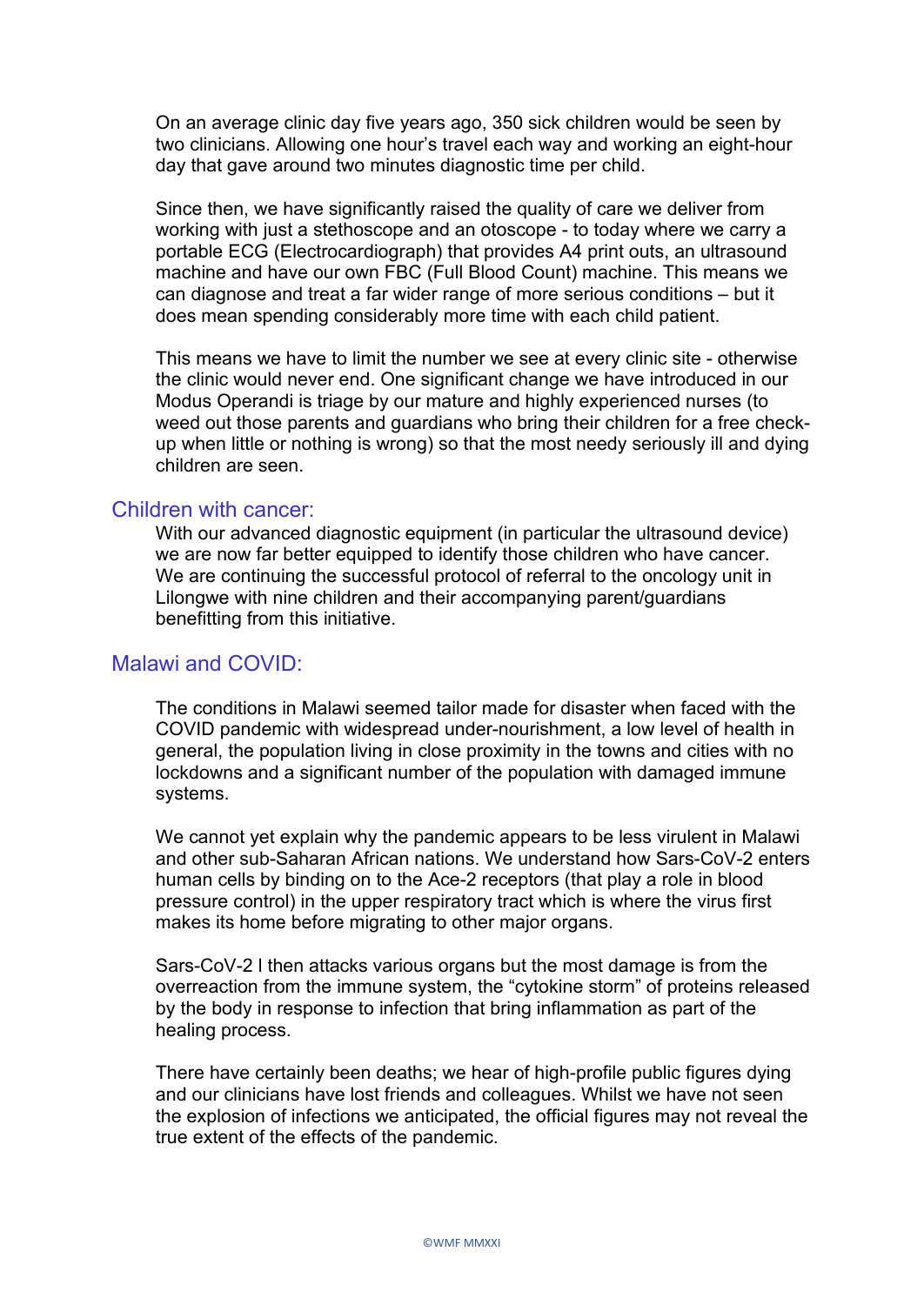On an average clinic day five years ago, 350 sick children would be seen by two clinicians. Allowing one hour's travel each way and working an eight-hour day that gave around two minutes diagnostic time per child.

Since then, we have significantly raised the quality of care we deliver from working with just a stethoscope and an otoscope - to today where we carry a portable ECG (Electrocardiograph) that provides A4 print outs, an ultrasound machine and have our own FBC (Full Blood Count) machine. This means we can diagnose and treat a far wider range of more serious conditions – but it does mean spending considerably more time with each child patient.

This means we have to limit the number we see at every clinic site - otherwise the clinic would never end. One significant change we have introduced in our Modus Operandi is triage by our mature and highly experienced nurses (to weed out those parents and guardians who bring their children for a free check-up when little or nothing is wrong) so that the most needy seriously ill and dying children are seen.

## Children with cancer:

With our advanced diagnostic equipment (in particular the ultrasound device) we are now far better equipped to identify those children who have cancer. We are continuing the successful protocol of referral to the oncology unit in Lilongwe with nine children and their accompanying parent/guardians benefitting from this initiative.

## Malawi and COVID:

The conditions in Malawi seemed tailor made for disaster when faced with the COVID pandemic with widespread under-nourishment, a low level of health in general, the population living in close proximity in the towns and cities with no lockdowns and a significant number of the population with damaged immune systems.

We cannot yet explain why the pandemic appears to be less virulent in Malawi and other sub-Saharan African nations. We understand how Sars-CoV-2 enters human cells by binding on to the Ace-2 receptors (that play a role in blood pressure control) in the upper respiratory tract which is where the virus first makes its home before migrating to other major organs.

Sars-CoV-2 I then attacks various organs but the most damage is from the overreaction from the immune system, the "cytokine storm" of proteins released by the body in response to infection that bring inflammation as part of the healing process.

There have certainly been deaths; we hear of high-profile public figures dying and our clinicians have lost friends and colleagues. Whilst we have not seen the explosion of infections we anticipated, the official figures may not reveal the true extent of the effects of the pandemic.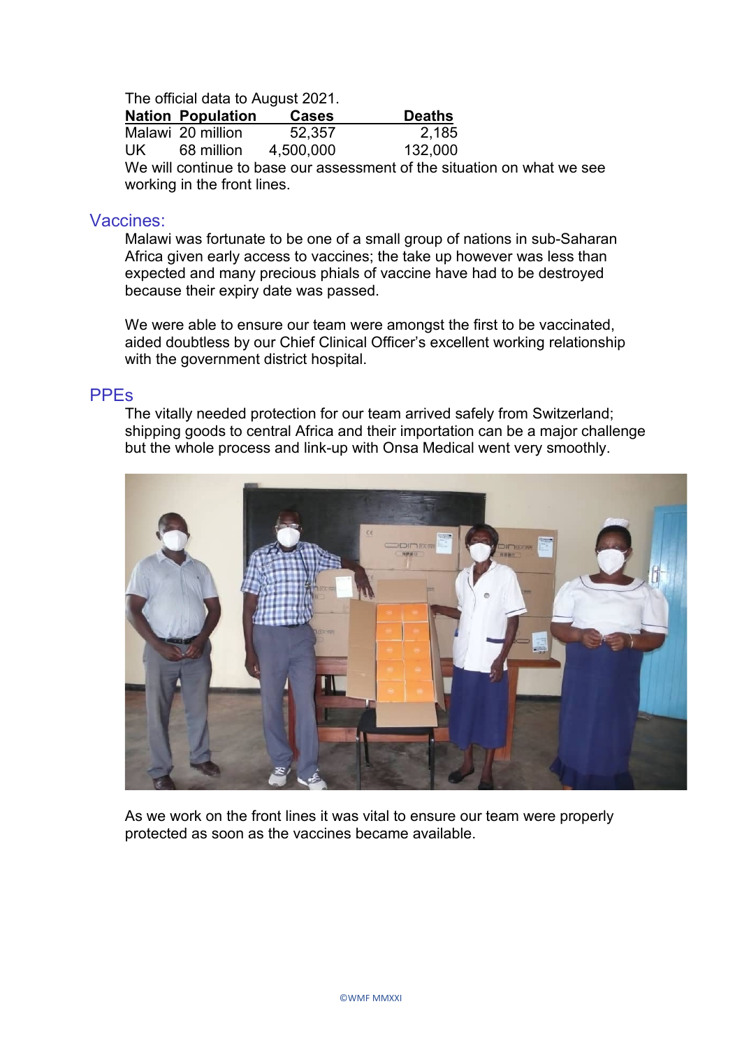The official data to August 2021.

| Nation | Population | Cases | Deaths |
|---|---|---|---|
| Malawi | 20 million | 52,357 | 2,185 |
| UK | 68 million | 4,500,000 | 132,000 |

We will continue to base our assessment of the situation on what we see working in the front lines.

## Vaccines:

Malawi was fortunate to be one of a small group of nations in sub-Saharan Africa given early access to vaccines; the take up however was less than expected and many precious phials of vaccine have had to be destroyed because their expiry date was passed.

We were able to ensure our team were amongst the first to be vaccinated, aided doubtless by our Chief Clinical Officer's excellent working relationship with the government district hospital.

## PPEs

The vitally needed protection for our team arrived safely from Switzerland; shipping goods to central Africa and their importation can be a major challenge but the whole process and link-up with Onsa Medical went very smoothly.

As we work on the front lines it was vital to ensure our team were properly protected as soon as the vaccines became available.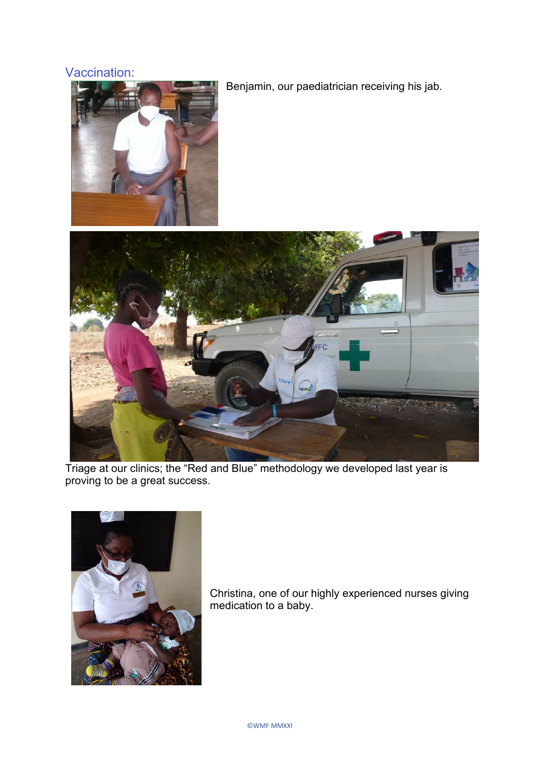## Vaccination:

Benjamin, our paediatrician receiving his jab.

Triage at our clinics; the “Red and Blue” methodology we developed last year is proving to be a great success.

Christina, one of our highly experienced nurses giving medication to a baby.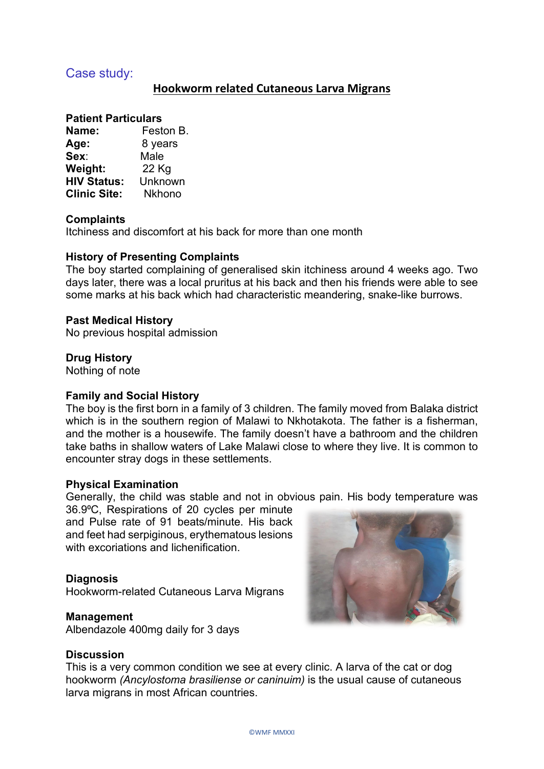## Case study:

### Hookworm related Cutaneous Larva Migrans

**Patient Particulars**

**Name:** Feston B.
**Age:** 8 years
**Sex**: Male
**Weight:** 22 Kg
**HIV Status:** Unknown
**Clinic Site:** Nkhono

**Complaints**

Itchiness and discomfort at his back for more than one month

**History of Presenting Complaints**

The boy started complaining of generalised skin itchiness around 4 weeks ago. Two days later, there was a local pruritus at his back and then his friends were able to see some marks at his back which had characteristic meandering, snake-like burrows.

**Past Medical History**

No previous hospital admission

**Drug History**

Nothing of note

**Family and Social History**

The boy is the first born in a family of 3 children. The family moved from Balaka district which is in the southern region of Malawi to Nkhotakota. The father is a fisherman, and the mother is a housewife. The family doesn't have a bathroom and the children take baths in shallow waters of Lake Malawi close to where they live. It is common to encounter stray dogs in these settlements.

**Physical Examination**

Generally, the child was stable and not in obvious pain. His body temperature was 36.9ºC, Respirations of 20 cycles per minute and Pulse rate of 91 beats/minute. His back and feet had serpiginous, erythematous lesions with excoriations and lichenification.

**Diagnosis**

Hookworm-related Cutaneous Larva Migrans

**Management**

Albendazole 400mg daily for 3 days

**Discussion**

This is a very common condition we see at every clinic. A larva of the cat or dog hookworm *(Ancylostoma brasiliense or caninum)* is the usual cause of cutaneous larva migrans in most African countries.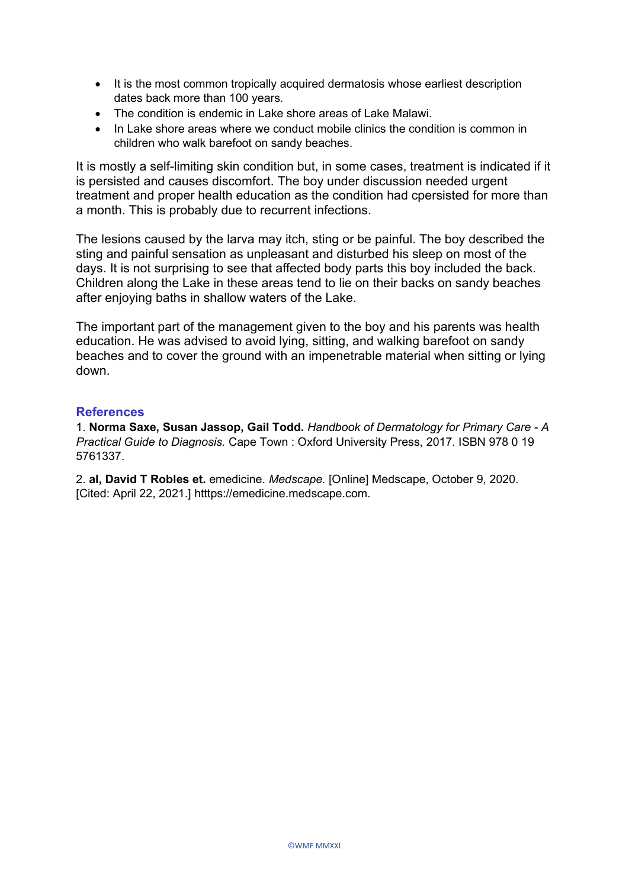- It is the most common tropically acquired dermatosis whose earliest description dates back more than 100 years.
- The condition is endemic in Lake shore areas of Lake Malawi.
- In Lake shore areas where we conduct mobile clinics the condition is common in children who walk barefoot on sandy beaches.

It is mostly a self-limiting skin condition but, in some cases, treatment is indicated if it is persisted and causes discomfort. The boy under discussion needed urgent treatment and proper health education as the condition had cpersisted for more than a month. This is probably due to recurrent infections.

The lesions caused by the larva may itch, sting or be painful. The boy described the sting and painful sensation as unpleasant and disturbed his sleep on most of the days. It is not surprising to see that affected body parts this boy included the back. Children along the Lake in these areas tend to lie on their backs on sandy beaches after enjoying baths in shallow waters of the Lake.

The important part of the management given to the boy and his parents was health education. He was advised to avoid lying, sitting, and walking barefoot on sandy beaches and to cover the ground with an impenetrable material when sitting or lying down.

## References

1. **Norma Saxe, Susan Jassop, Gail Todd.** *Handbook of Dermatology for Primary Care - A Practical Guide to Diagnosis.* Cape Town : Oxford University Press, 2017. ISBN 978 0 19 5761337.

2. **al, David T Robles et.** emedicine. *Medscape.* [Online] Medscape, October 9, 2020. [Cited: April 22, 2021.] htttps://emedicine.medscape.com.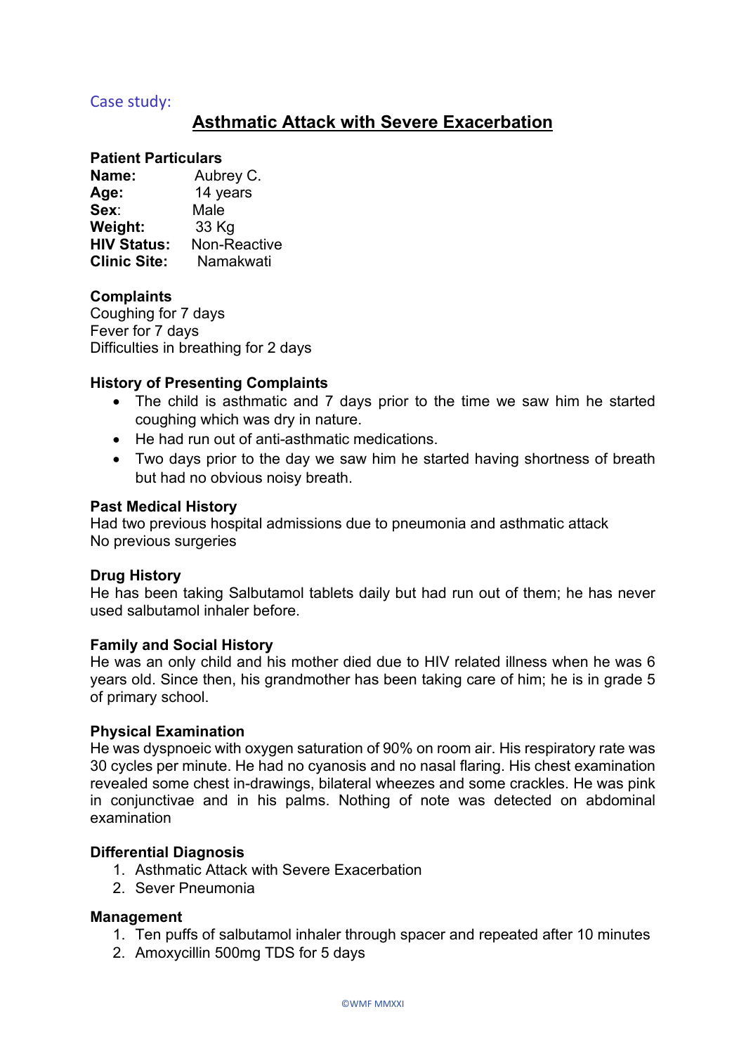Case study:

# Asthmatic Attack with Severe Exacerbation

**Patient Particulars**

**Name:** Aubrey C.
**Age:** 14 years
**Sex**: Male
**Weight:** 33 Kg
**HIV Status:** Non-Reactive
**Clinic Site:** Namakwati

**Complaints**

Coughing for 7 days
Fever for 7 days
Difficulties in breathing for 2 days

**History of Presenting Complaints**

- The child is asthmatic and 7 days prior to the time we saw him he started coughing which was dry in nature.
- He had run out of anti-asthmatic medications.
- Two days prior to the day we saw him he started having shortness of breath but had no obvious noisy breath.

**Past Medical History**

Had two previous hospital admissions due to pneumonia and asthmatic attack
No previous surgeries

**Drug History**

He has been taking Salbutamol tablets daily but had run out of them; he has never used salbutamol inhaler before.

**Family and Social History**

He was an only child and his mother died due to HIV related illness when he was 6 years old. Since then, his grandmother has been taking care of him; he is in grade 5 of primary school.

**Physical Examination**

He was dyspnoeic with oxygen saturation of 90% on room air. His respiratory rate was 30 cycles per minute. He had no cyanosis and no nasal flaring. His chest examination revealed some chest in-drawings, bilateral wheezes and some crackles. He was pink in conjunctivae and in his palms. Nothing of note was detected on abdominal examination

**Differential Diagnosis**

1. Asthmatic Attack with Severe Exacerbation
2. Sever Pneumonia

**Management**

1. Ten puffs of salbutamol inhaler through spacer and repeated after 10 minutes
2. Amoxycillin 500mg TDS for 5 days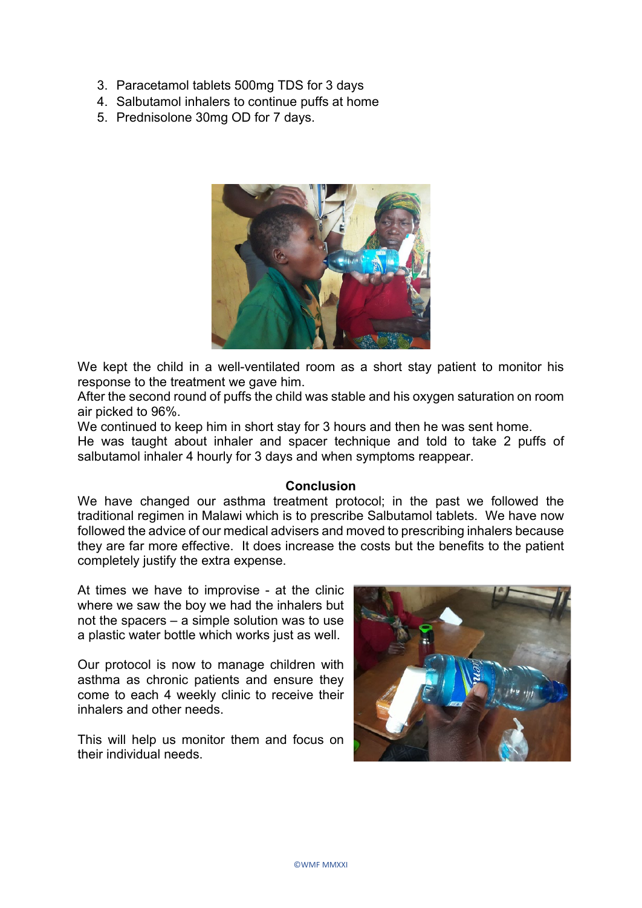3. Paracetamol tablets 500mg TDS for 3 days
4. Salbutamol inhalers to continue puffs at home
5. Prednisolone 30mg OD for 7 days.

We kept the child in a well-ventilated room as a short stay patient to monitor his response to the treatment we gave him.
After the second round of puffs the child was stable and his oxygen saturation on room air picked to 96%.
We continued to keep him in short stay for 3 hours and then he was sent home.
He was taught about inhaler and spacer technique and told to take 2 puffs of salbutamol inhaler 4 hourly for 3 days and when symptoms reappear.

## Conclusion

We have changed our asthma treatment protocol; in the past we followed the traditional regimen in Malawi which is to prescribe Salbutamol tablets. We have now followed the advice of our medical advisers and moved to prescribing inhalers because they are far more effective. It does increase the costs but the benefits to the patient completely justify the extra expense.

At times we have to improvise - at the clinic where we saw the boy we had the inhalers but not the spacers – a simple solution was to use a plastic water bottle which works just as well.

Our protocol is now to manage children with asthma as chronic patients and ensure they come to each 4 weekly clinic to receive their inhalers and other needs.

This will help us monitor them and focus on their individual needs.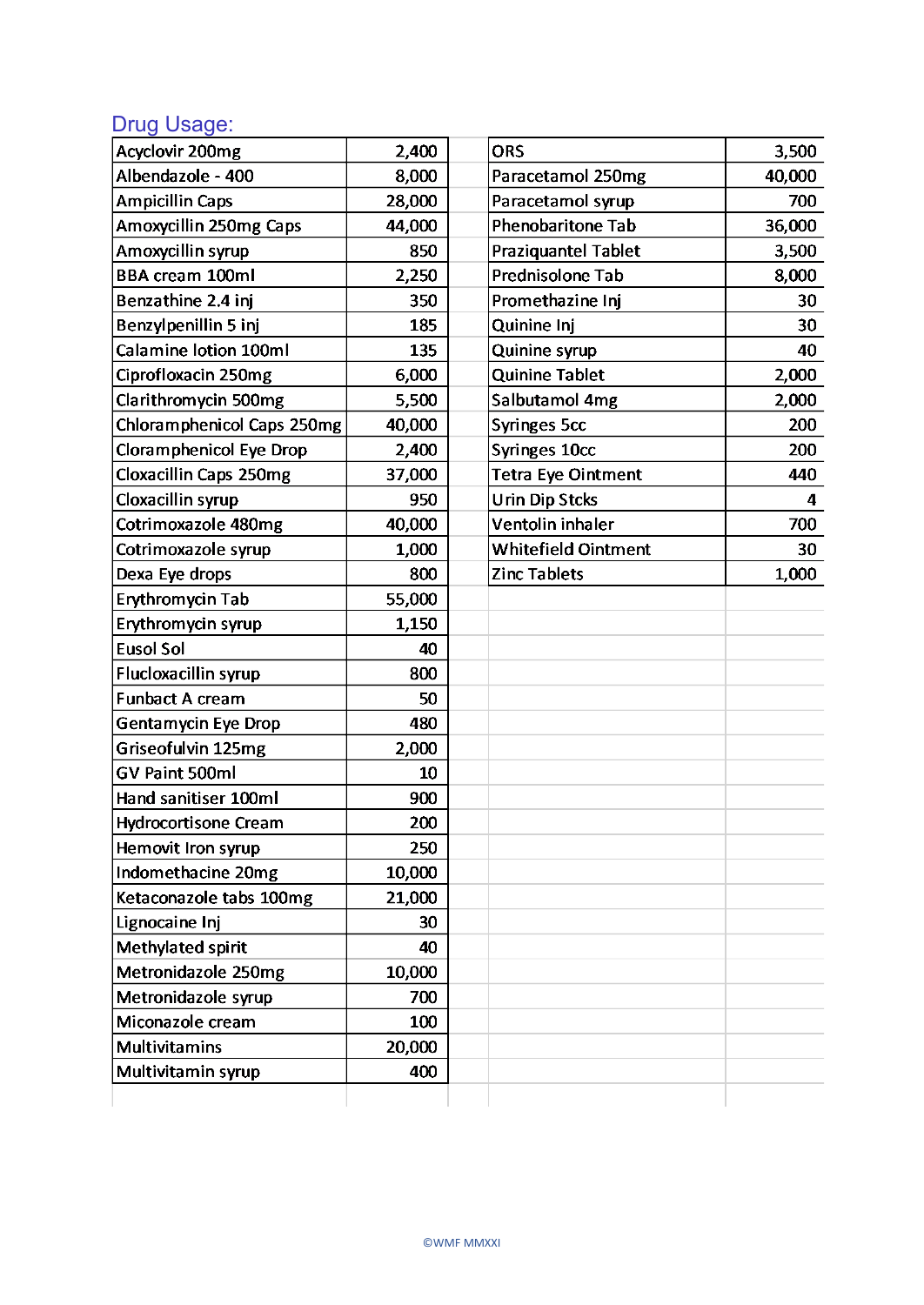## Drug Usage:

| | |
|---|---|
| Acyclovir 200mg | 2,400 |
| Albendazole - 400 | 8,000 |
| Ampicillin Caps | 28,000 |
| Amoxycillin 250mg Caps | 44,000 |
| Amoxycillin syrup | 850 |
| BBA cream 100ml | 2,250 |
| Benzathine 2.4 inj | 350 |
| Benzylpenillin 5 inj | 185 |
| Calamine lotion 100ml | 135 |
| Ciprofloxacin 250mg | 6,000 |
| Clarithromycin 500mg | 5,500 |
| Chloramphenicol Caps 250mg | 40,000 |
| Cloramphenicol Eye Drop | 2,400 |
| Cloxacillin Caps 250mg | 37,000 |
| Cloxacillin syrup | 950 |
| Cotrimoxazole 480mg | 40,000 |
| Cotrimoxazole syrup | 1,000 |
| Dexa Eye drops | 800 |
| Erythromycin Tab | 55,000 |
| Erythromycin syrup | 1,150 |
| Eusol Sol | 40 |
| Flucloxacillin syrup | 800 |
| Funbact A cream | 50 |
| Gentamycin Eye Drop | 480 |
| Griseofulvin 125mg | 2,000 |
| GV Paint 500ml | 10 |
| Hand sanitiser 100ml | 900 |
| Hydrocortisone Cream | 200 |
| Hemovit Iron syrup | 250 |
| Indomethacine 20mg | 10,000 |
| Ketaconazole tabs 100mg | 21,000 |
| Lignocaine Inj | 30 |
| Methylated spirit | 40 |
| Metronidazole 250mg | 10,000 |
| Metronidazole syrup | 700 |
| Miconazole cream | 100 |
| Multivitamins | 20,000 |
| Multivitamin syrup | 400 |
| ORS | 3,500 |
| Paracetamol 250mg | 40,000 |
| Paracetamol syrup | 700 |
| Phenobaritone Tab | 36,000 |
| Praziquantel Tablet | 3,500 |
| Prednisolone Tab | 8,000 |
| Promethazine Inj | 30 |
| Quinine Inj | 30 |
| Quinine syrup | 40 |
| Quinine Tablet | 2,000 |
| Salbutamol 4mg | 2,000 |
| Syringes 5cc | 200 |
| Syringes 10cc | 200 |
| Tetra Eye Ointment | 440 |
| Urin Dip Stcks | 4 |
| Ventolin inhaler | 700 |
| Whitefield Ointment | 30 |
| Zinc Tablets | 1,000 |

©WMF MMXXI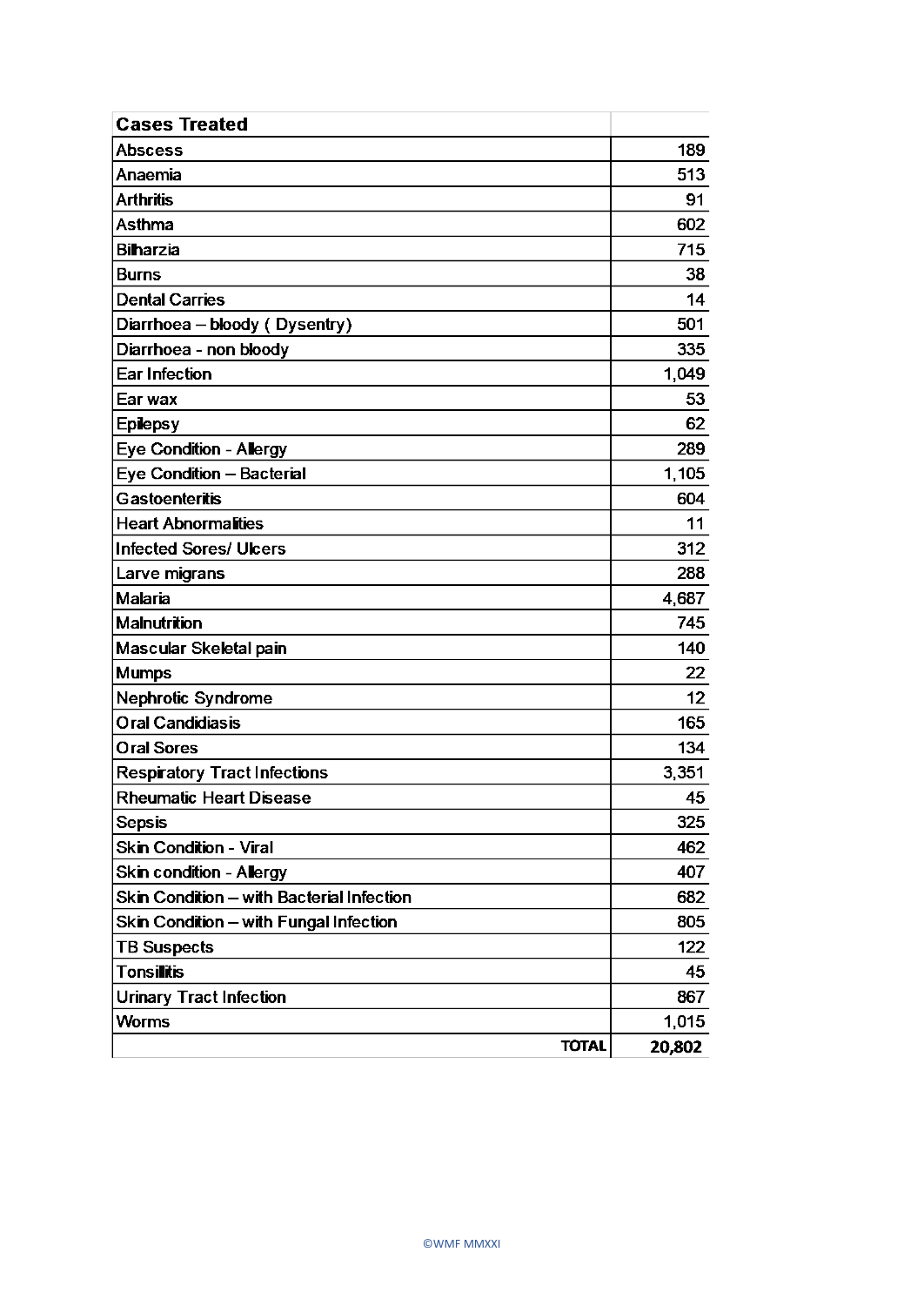| Cases Treated | |
|---|---|
| Abscess | 189 |
| Anaemia | 513 |
| Arthritis | 91 |
| Asthma | 602 |
| Bilharzia | 715 |
| Burns | 38 |
| Dental Carries | 14 |
| Diarrhoea – bloody ( Dysentry) | 501 |
| Diarrhoea - non bloody | 335 |
| Ear Infection | 1,049 |
| Ear wax | 53 |
| Epilepsy | 62 |
| Eye Condition - Allergy | 289 |
| Eye Condition – Bacterial | 1,105 |
| Gastoenteritis | 604 |
| Heart Abnormalities | 11 |
| Infected Sores/ Ulcers | 312 |
| Larve migrans | 288 |
| Malaria | 4,687 |
| Malnutrition | 745 |
| Mascular Skeletal pain | 140 |
| Mumps | 22 |
| Nephrotic Syndrome | 12 |
| Oral Candidiasis | 165 |
| Oral Sores | 134 |
| Respiratory Tract Infections | 3,351 |
| Rheumatic Heart Disease | 45 |
| Sepsis | 325 |
| Skin Condition - Viral | 462 |
| Skin condition - Allergy | 407 |
| Skin Condition – with Bacterial Infection | 682 |
| Skin Condition – with Fungal Infection | 805 |
| TB Suspects | 122 |
| Tonsillitis | 45 |
| Urinary Tract Infection | 867 |
| Worms | 1,015 |
| **TOTAL** | **20,802** |

©WMF MMXXI